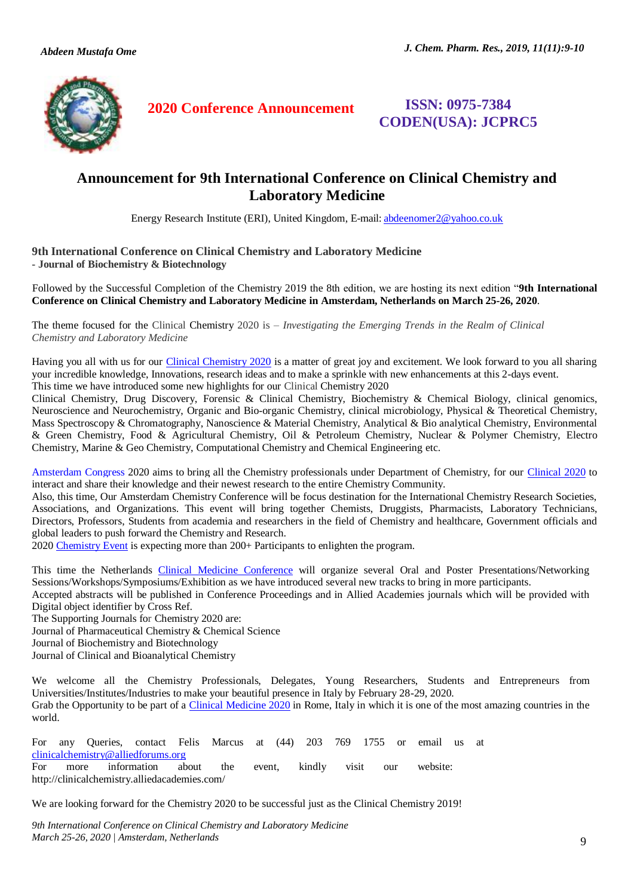2020 Conference Announcement

ISSN: 0975-7384
CODEN(USA): JCPRC5

# Announcement for 9th International Conference on Clinical Chemistry and Laboratory Medicine

Energy Research Institute (ERI), United Kingdom, E-mail: abdeenomer2@yahoo.co.uk

**9th International Conference on Clinical Chemistry and Laboratory Medicine**
**- Journal of Biochemistry & Biotechnology**

Followed by the Successful Completion of the Chemistry 2019 the 8th edition, we are hosting its next edition "**9th International Conference on Clinical Chemistry and Laboratory Medicine in Amsterdam, Netherlands on March 25-26, 2020**.

The theme focused for the Clinical Chemistry 2020 is – *Investigating the Emerging Trends in the Realm of Clinical Chemistry and Laboratory Medicine*

Having you all with us for our Clinical Chemistry 2020 is a matter of great joy and excitement. We look forward to you all sharing your incredible knowledge, Innovations, research ideas and to make a sprinkle with new enhancements at this 2-days event.
This time we have introduced some new highlights for our Clinical Chemistry 2020
Clinical Chemistry, Drug Discovery, Forensic & Clinical Chemistry, Biochemistry & Chemical Biology, clinical genomics, Neuroscience and Neurochemistry, Organic and Bio-organic Chemistry, clinical microbiology, Physical & Theoretical Chemistry, Mass Spectroscopy & Chromatography, Nanoscience & Material Chemistry, Analytical & Bio analytical Chemistry, Environmental & Green Chemistry, Food & Agricultural Chemistry, Oil & Petroleum Chemistry, Nuclear & Polymer Chemistry, Electro Chemistry, Marine & Geo Chemistry, Computational Chemistry and Chemical Engineering etc.

Amsterdam Congress 2020 aims to bring all the Chemistry professionals under Department of Chemistry, for our Clinical 2020 to interact and share their knowledge and their newest research to the entire Chemistry Community.
Also, this time, Our Amsterdam Chemistry Conference will be focus destination for the International Chemistry Research Societies, Associations, and Organizations. This event will bring together Chemists, Druggists, Pharmacists, Laboratory Technicians, Directors, Professors, Students from academia and researchers in the field of Chemistry and healthcare, Government officials and global leaders to push forward the Chemistry and Research.
2020 Chemistry Event is expecting more than 200+ Participants to enlighten the program.

This time the Netherlands Clinical Medicine Conference will organize several Oral and Poster Presentations/Networking Sessions/Workshops/Symposiums/Exhibition as we have introduced several new tracks to bring in more participants.
Accepted abstracts will be published in Conference Proceedings and in Allied Academies journals which will be provided with Digital object identifier by Cross Ref.
The Supporting Journals for Chemistry 2020 are:
Journal of Pharmaceutical Chemistry & Chemical Science
Journal of Biochemistry and Biotechnology
Journal of Clinical and Bioanalytical Chemistry

We welcome all the Chemistry Professionals, Delegates, Young Researchers, Students and Entrepreneurs from Universities/Institutes/Industries to make your beautiful presence in Italy by February 28-29, 2020.
Grab the Opportunity to be part of a Clinical Medicine 2020 in Rome, Italy in which it is one of the most amazing countries in the world.

For any Queries, contact Felis Marcus at (44) 203 769 1755 or email us at clinicalchemistry@alliedforums.org
For more information about the event, kindly visit our website: http://clinicalchemistry.alliedacademies.com/

We are looking forward for the Chemistry 2020 to be successful just as the Clinical Chemistry 2019!

*9th International Conference on Clinical Chemistry and Laboratory Medicine*
*March 25-26, 2020 | Amsterdam, Netherlands*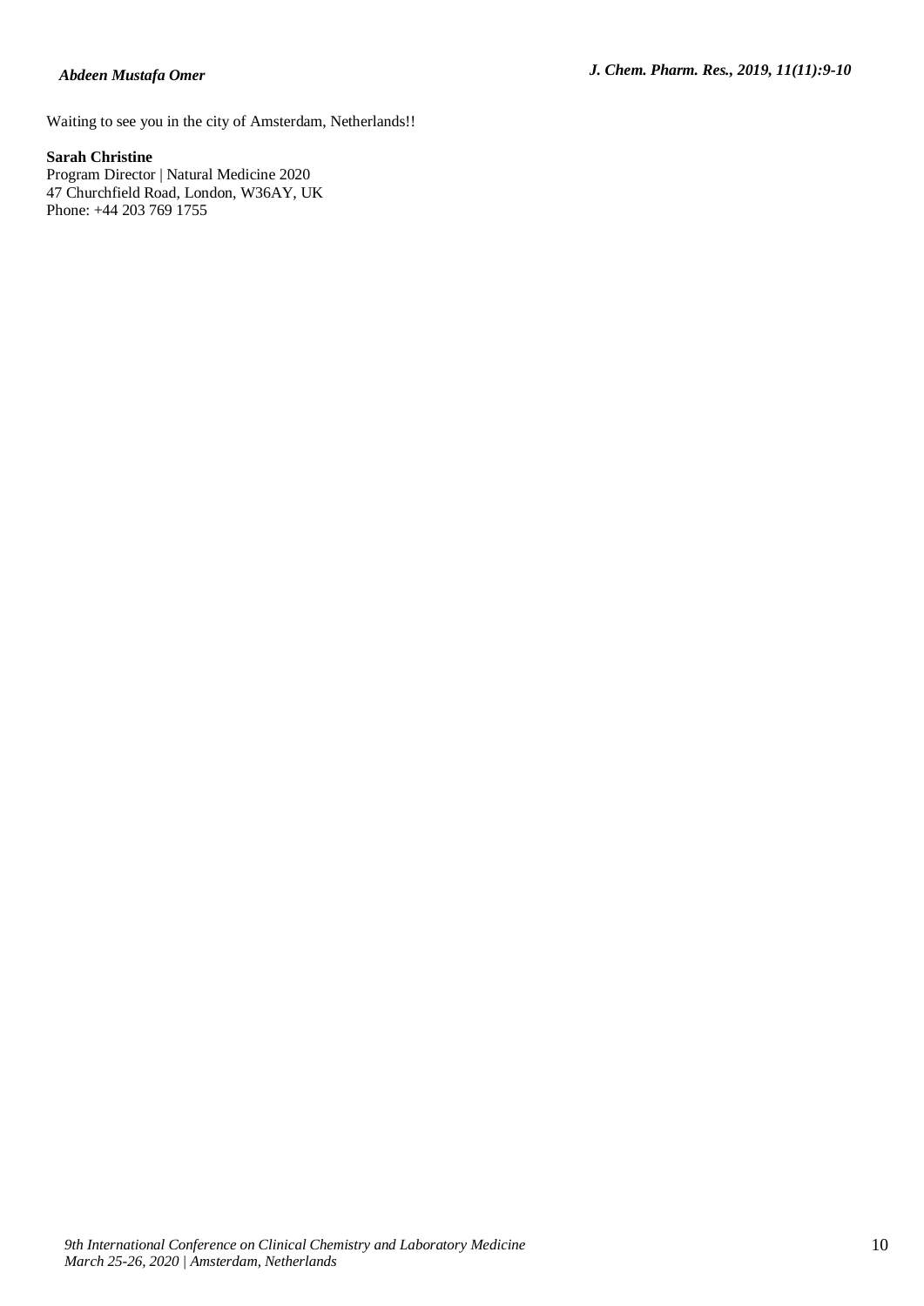Waiting to see you in the city of Amsterdam, Netherlands!!

**Sarah Christine**
Program Director | Natural Medicine 2020
47 Churchfield Road, London, W36AY, UK
Phone: +44 203 769 1755